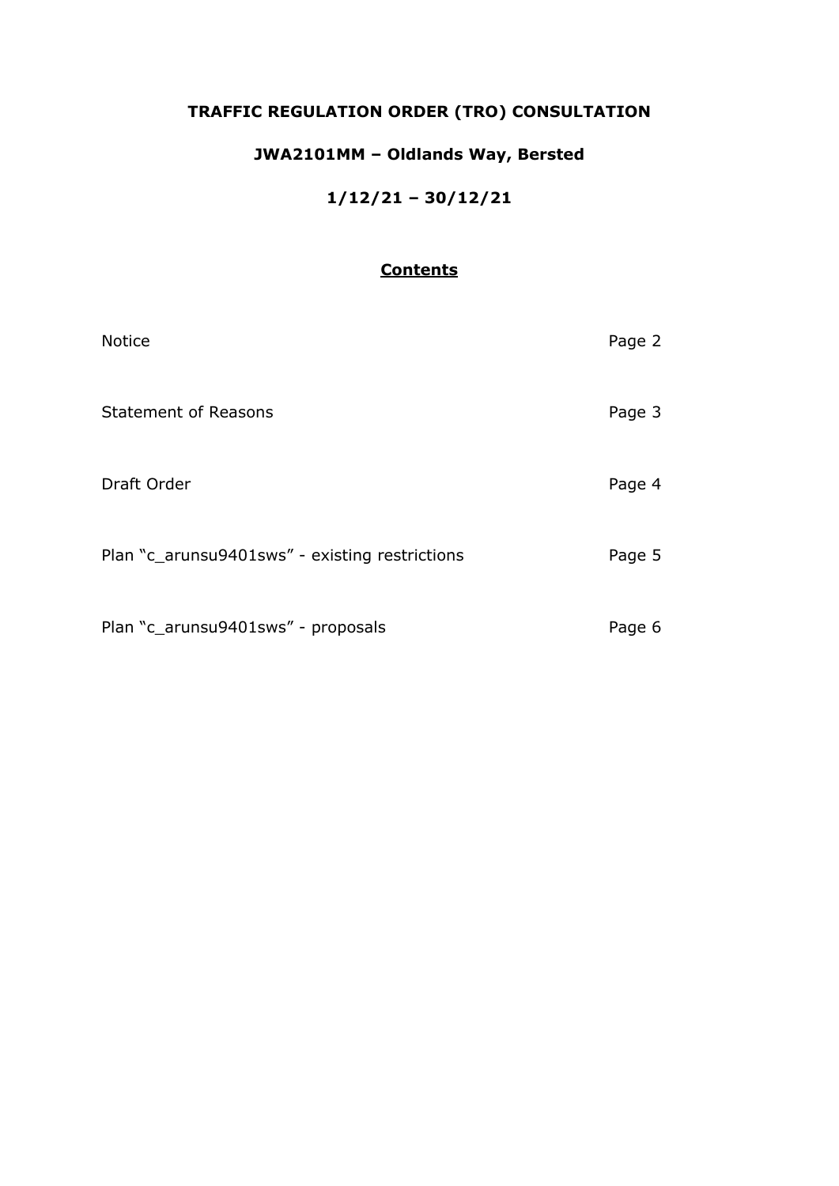# TRAFFIC REGULATION ORDER (TRO) CONSULTATION

## JWA2101MM – Oldlands Way, Bersted

## 1/12/21 – 30/12/21

### Contents

| | |
|---|---|
| Notice | Page 2 |
| Statement of Reasons | Page 3 |
| Draft Order | Page 4 |
| Plan "c_arunsu9401sws" - existing restrictions | Page 5 |
| Plan "c_arunsu9401sws" - proposals | Page 6 |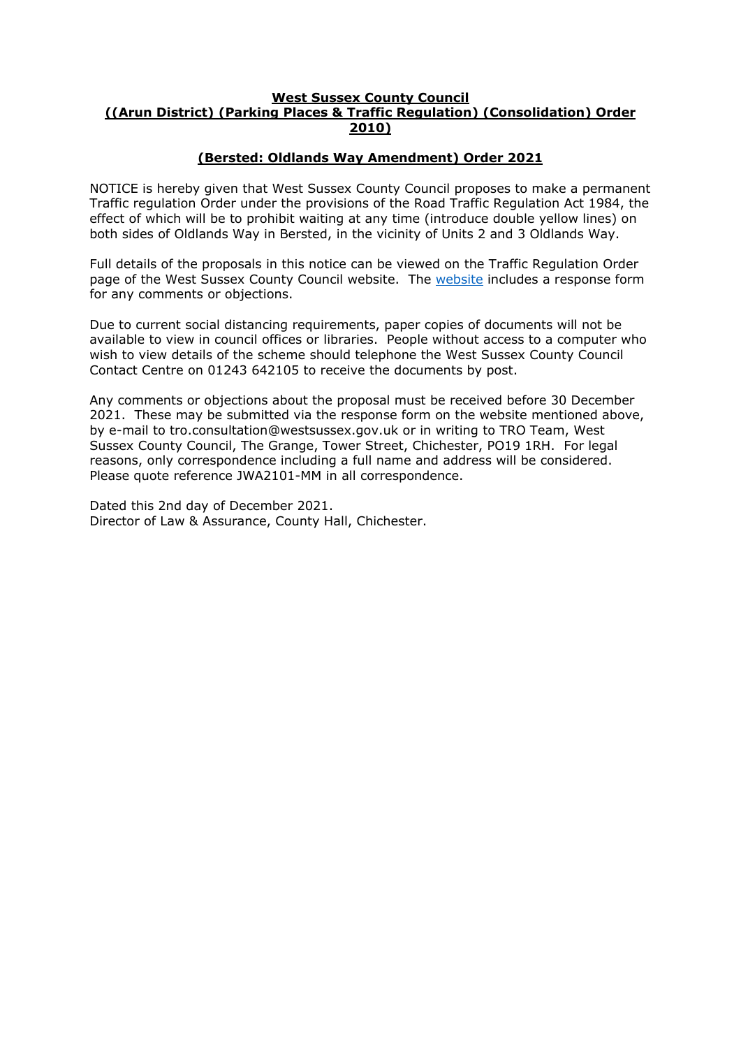**West Sussex County Council**
**((Arun District) (Parking Places & Traffic Regulation) (Consolidation) Order 2010)**

**(Bersted: Oldlands Way Amendment) Order 2021**

NOTICE is hereby given that West Sussex County Council proposes to make a permanent Traffic regulation Order under the provisions of the Road Traffic Regulation Act 1984, the effect of which will be to prohibit waiting at any time (introduce double yellow lines) on both sides of Oldlands Way in Bersted, in the vicinity of Units 2 and 3 Oldlands Way.

Full details of the proposals in this notice can be viewed on the Traffic Regulation Order page of the West Sussex County Council website. The website includes a response form for any comments or objections.

Due to current social distancing requirements, paper copies of documents will not be available to view in council offices or libraries. People without access to a computer who wish to view details of the scheme should telephone the West Sussex County Council Contact Centre on 01243 642105 to receive the documents by post.

Any comments or objections about the proposal must be received before 30 December 2021. These may be submitted via the response form on the website mentioned above, by e-mail to tro.consultation@westsussex.gov.uk or in writing to TRO Team, West Sussex County Council, The Grange, Tower Street, Chichester, PO19 1RH. For legal reasons, only correspondence including a full name and address will be considered. Please quote reference JWA2101-MM in all correspondence.

Dated this 2nd day of December 2021.
Director of Law & Assurance, County Hall, Chichester.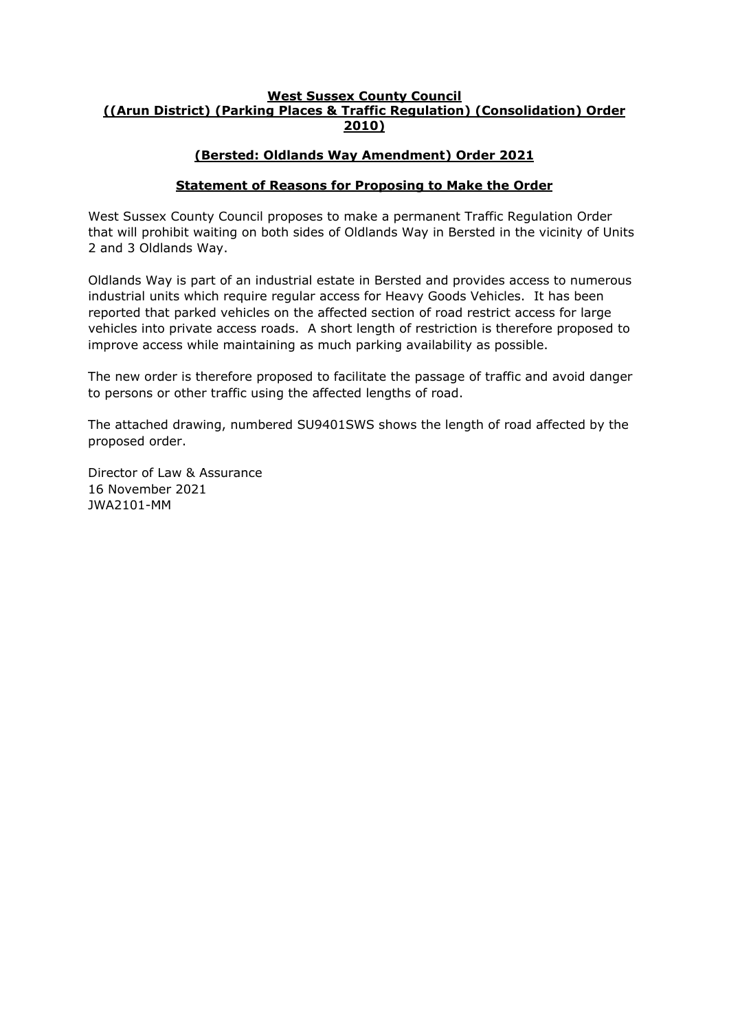**West Sussex County Council**
**((Arun District) (Parking Places & Traffic Regulation) (Consolidation) Order 2010)**

**(Bersted: Oldlands Way Amendment) Order 2021**

**Statement of Reasons for Proposing to Make the Order**

West Sussex County Council proposes to make a permanent Traffic Regulation Order that will prohibit waiting on both sides of Oldlands Way in Bersted in the vicinity of Units 2 and 3 Oldlands Way.

Oldlands Way is part of an industrial estate in Bersted and provides access to numerous industrial units which require regular access for Heavy Goods Vehicles. It has been reported that parked vehicles on the affected section of road restrict access for large vehicles into private access roads. A short length of restriction is therefore proposed to improve access while maintaining as much parking availability as possible.

The new order is therefore proposed to facilitate the passage of traffic and avoid danger to persons or other traffic using the affected lengths of road.

The attached drawing, numbered SU9401SWS shows the length of road affected by the proposed order.

Director of Law & Assurance
16 November 2021
JWA2101-MM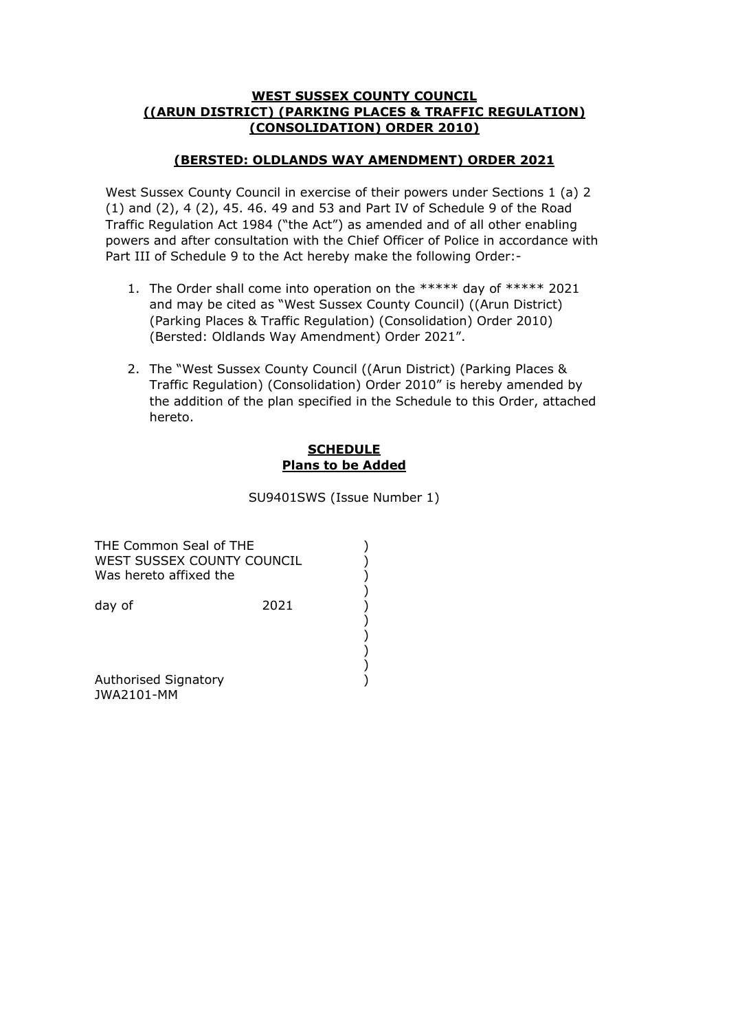**WEST SUSSEX COUNTY COUNCIL**
**((ARUN DISTRICT) (PARKING PLACES & TRAFFIC REGULATION) (CONSOLIDATION) ORDER 2010)**

**(BERSTED: OLDLANDS WAY AMENDMENT) ORDER 2021**

West Sussex County Council in exercise of their powers under Sections 1 (a) 2 (1) and (2), 4 (2), 45. 46. 49 and 53 and Part IV of Schedule 9 of the Road Traffic Regulation Act 1984 ("the Act") as amended and of all other enabling powers and after consultation with the Chief Officer of Police in accordance with Part III of Schedule 9 to the Act hereby make the following Order:-

1. The Order shall come into operation on the ***** day of ***** 2021 and may be cited as "West Sussex County Council) ((Arun District) (Parking Places & Traffic Regulation) (Consolidation) Order 2010) (Bersted: Oldlands Way Amendment) Order 2021".

2. The "West Sussex County Council ((Arun District) (Parking Places & Traffic Regulation) (Consolidation) Order 2010" is hereby amended by the addition of the plan specified in the Schedule to this Order, attached hereto.

**SCHEDULE**
**Plans to be Added**

SU9401SWS (Issue Number 1)

THE Common Seal of THE )
WEST SUSSEX COUNTY COUNCIL )
Was hereto affixed the )
)
day of 2021 )
)
)
)
)
Authorised Signatory )
JWA2101-MM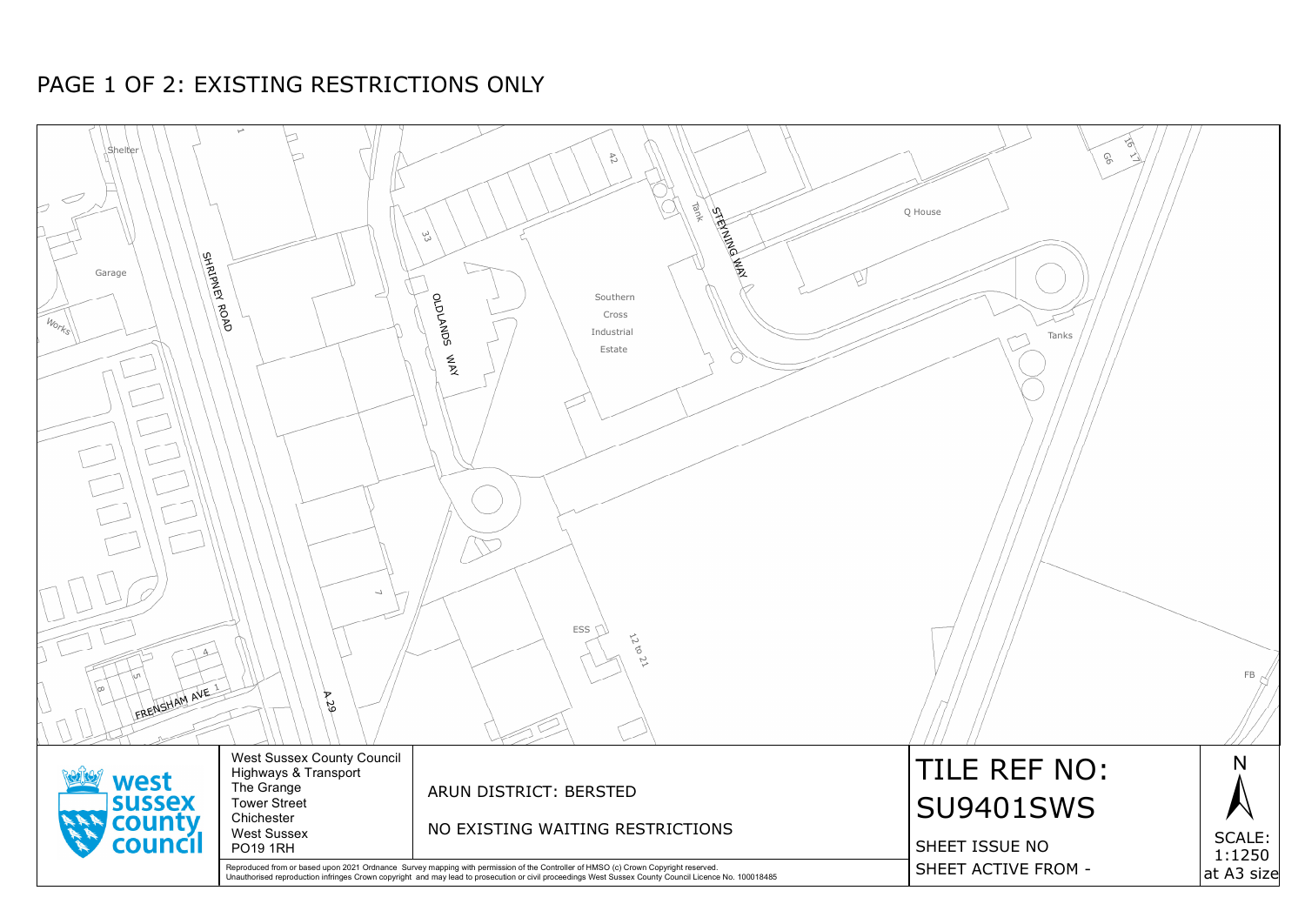# PAGE 1 OF 2: EXISTING RESTRICTIONS ONLY

Shelter

Garage

Works

SHRIPNEY ROAD

OLDLANDS WAY

Southern Cross Industrial Estate

STEYNING WAY

Tank

Q House

Tanks

ESS

12 to 21

FRENSHAM AVE

A 29

FB

West Sussex County Council
Highways & Transport
The Grange
Tower Street
Chichester
West Sussex
PO19 1RH

ARUN DISTRICT: BERSTED

NO EXISTING WAITING RESTRICTIONS

TILE REF NO:
SU9401SWS

SHEET ISSUE NO

SHEET ACTIVE FROM -

N

SCALE:
1:1250
at A3 size

Reproduced from or based upon 2021 Ordnance Survey mapping with permission of the Controller of HMSO (c) Crown Copyright reserved.
Unauthorised reproduction infringes Crown copyright and may lead to prosecution or civil proceedings West Sussex County Council Licence No. 100018485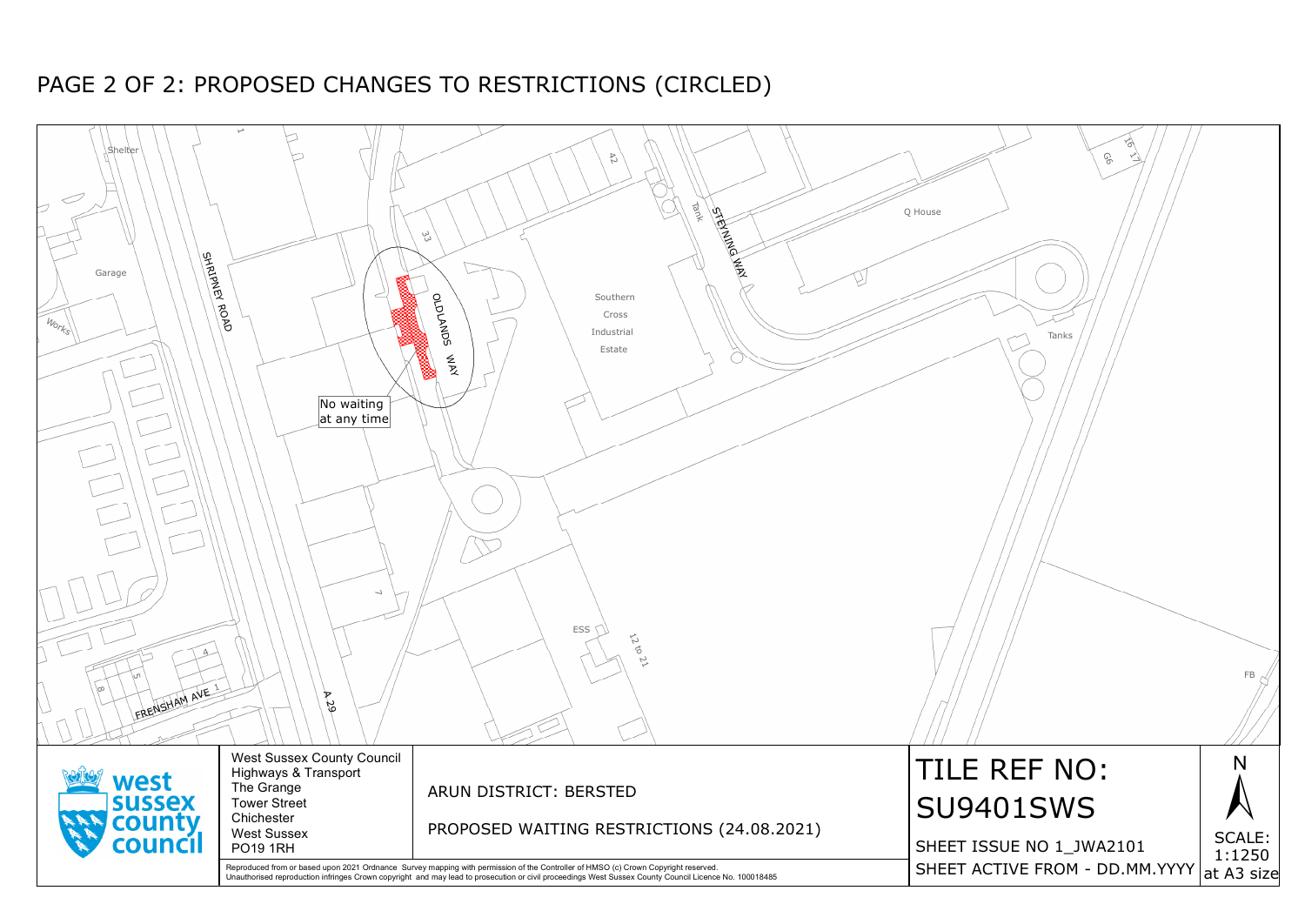# PAGE 2 OF 2: PROPOSED CHANGES TO RESTRICTIONS (CIRCLED)

Shelter

Garage

Works

SHRIPNEY ROAD

33

42

OLDLANDS WAY

Tank

STEYNING WAY

Q House

Southern Cross Industrial Estate

Tanks

G6

16 17

No waiting at any time

7

ESS

12 to 21

FB

4

5

8

1

FRENSHAM AVE

A 29

West Sussex County Council
Highways & Transport
The Grange
Tower Street
Chichester
West Sussex
PO19 1RH

ARUN DISTRICT: BERSTED

PROPOSED WAITING RESTRICTIONS (24.08.2021)

TILE REF NO:
SU9401SWS

SHEET ISSUE NO 1_JWA2101

SHEET ACTIVE FROM - DD.MM.YYYY

N

SCALE: 1:1250 at A3 size

Reproduced from or based upon 2021 Ordnance Survey mapping with permission of the Controller of HMSO (c) Crown Copyright reserved.
Unauthorised reproduction infringes Crown copyright and may lead to prosecution or civil proceedings West Sussex County Council Licence No. 100018485